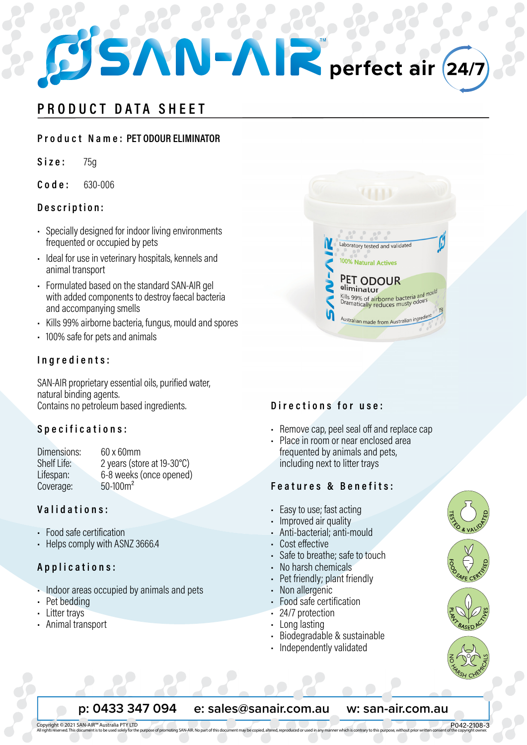# SAN-AIR™ perfect air 24/7

## PRODUCT DATA SHEET

**Product Name:** PET ODOUR ELIMINATOR

**Size:** 75g

**Code:** 630-006

### Description:

- Specially designed for indoor living environments frequented or occupied by pets
- Ideal for use in veterinary hospitals, kennels and animal transport
- Formulated based on the standard SAN-AIR gel with added components to destroy faecal bacteria and accompanying smells
- Kills 99% airborne bacteria, fungus, mould and spores
- 100% safe for pets and animals

### Ingredients:

SAN-AIR proprietary essential oils, purified water, natural binding agents.
Contains no petroleum based ingredients.

### Specifications:

| | |
|---|---|
| Dimensions: | 60 x 60mm |
| Shelf Life: | 2 years (store at 19-30°C) |
| Lifespan: | 6-8 weeks (once opened) |
| Coverage: | 50-100m$^2$ |

### Validations:

- Food safe certification
- Helps comply with ASNZ 3666.4

### Applications:

- Indoor areas occupied by animals and pets
- Pet bedding
- Litter trays
- Animal transport

### Directions for use:

- Remove cap, peel seal off and replace cap
- Place in room or near enclosed area frequented by animals and pets, including next to litter trays

### Features & Benefits:

- Easy to use; fast acting
- Improved air quality
- Anti-bacterial; anti-mould
- Cost effective
- Safe to breathe; safe to touch
- No harsh chemicals
- Pet friendly; plant friendly
- Non allergenic
- Food safe certification
- 24/7 protection
- Long lasting
- Biodegradable & sustainable
- Independently validated

TESTED & VALIDATED · FOOD SAFE CERTIFIED · PLANT BASED ACTIVES · NO HARSH CHEMICALS

**p:** 0433 347 094 **e:** sales@sanair.com.au **w:** san-air.com.au

Copyright © 2021 SAN-AIR™ Australia PTY LTD
All rights reserved. This document is to be used solely for the purpose of promoting SAN-AIR. No part of this document may be copied, altered, reproduced or used in any manner which is contrary to this purpose, without prior written consent of the copyright owner.

P042-2108-3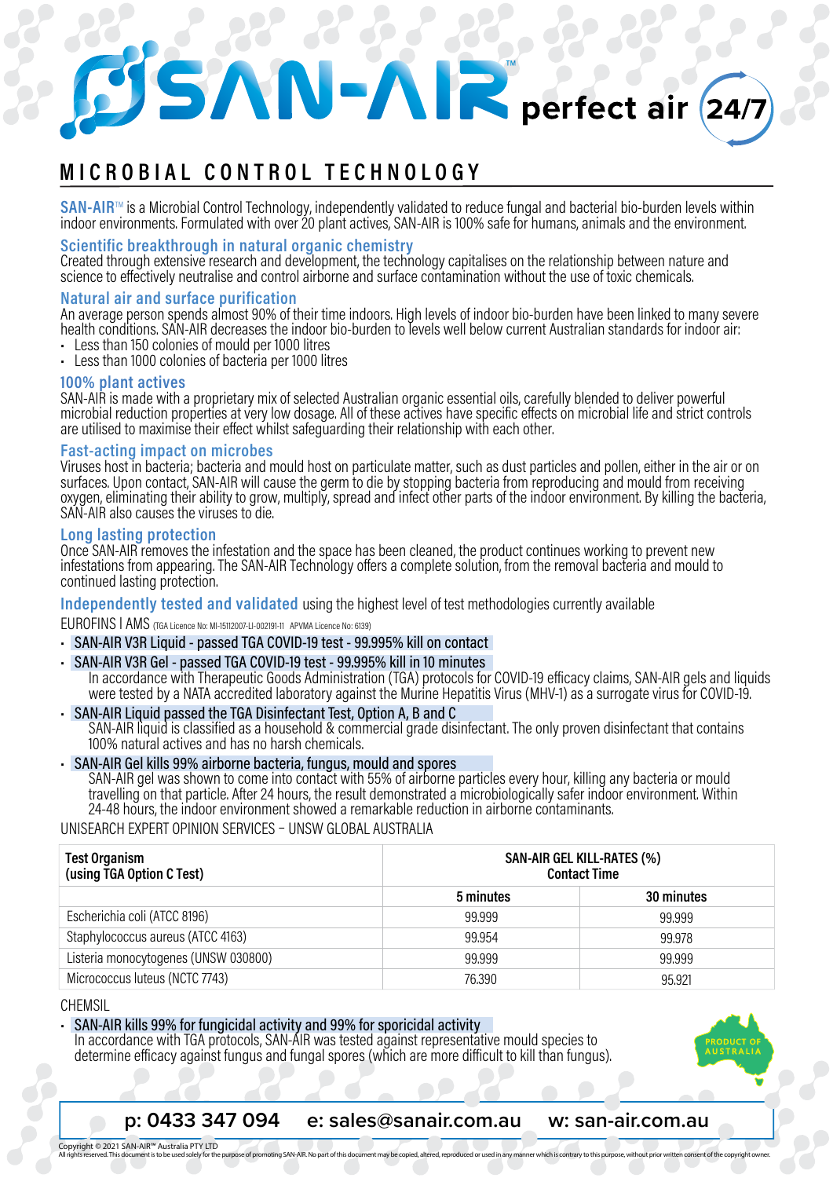# SAN-AIR™ perfect air 24/7

## MICROBIAL CONTROL TECHNOLOGY

**SAN-AIR**™ is a Microbial Control Technology, independently validated to reduce fungal and bacterial bio-burden levels within indoor environments. Formulated with over 20 plant actives, SAN-AIR is 100% safe for humans, animals and the environment.

### Scientific breakthrough in natural organic chemistry

Created through extensive research and development, the technology capitalises on the relationship between nature and science to effectively neutralise and control airborne and surface contamination without the use of toxic chemicals.

### Natural air and surface purification

An average person spends almost 90% of their time indoors. High levels of indoor bio-burden have been linked to many severe health conditions. SAN-AIR decreases the indoor bio-burden to levels well below current Australian standards for indoor air:

- Less than 150 colonies of mould per 1000 litres
- Less than 1000 colonies of bacteria per 1000 litres

### 100% plant actives

SAN-AIR is made with a proprietary mix of selected Australian organic essential oils, carefully blended to deliver powerful microbial reduction properties at very low dosage. All of these actives have specific effects on microbial life and strict controls are utilised to maximise their effect whilst safeguarding their relationship with each other.

### Fast-acting impact on microbes

Viruses host in bacteria; bacteria and mould host on particulate matter, such as dust particles and pollen, either in the air or on surfaces. Upon contact, SAN-AIR will cause the germ to die by stopping bacteria from reproducing and mould from receiving oxygen, eliminating their ability to grow, multiply, spread and infect other parts of the indoor environment. By killing the bacteria, SAN-AIR also causes the viruses to die.

### Long lasting protection

Once SAN-AIR removes the infestation and the space has been cleaned, the product continues working to prevent new infestations from appearing. The SAN-AIR Technology offers a complete solution, from the removal bacteria and mould to continued lasting protection.

### Independently tested and validated using the highest level of test methodologies currently available

EUROFINS | AMS (TGA Licence No: MI-15112007-LI-002191-11 APVMA Licence No: 6139)

- **SAN-AIR V3R Liquid - passed TGA COVID-19 test - 99.995% kill on contact**
- **SAN-AIR V3R Gel - passed TGA COVID-19 test - 99.995% kill in 10 minutes**
  In accordance with Therapeutic Goods Administration (TGA) protocols for COVID-19 efficacy claims, SAN-AIR gels and liquids were tested by a NATA accredited laboratory against the Murine Hepatitis Virus (MHV-1) as a surrogate virus for COVID-19.
- **SAN-AIR Liquid passed the TGA Disinfectant Test, Option A, B and C**
  SAN-AIR liquid is classified as a household & commercial grade disinfectant. The only proven disinfectant that contains 100% natural actives and has no harsh chemicals.
- **SAN-AIR Gel kills 99% airborne bacteria, fungus, mould and spores**
  SAN-AIR gel was shown to come into contact with 55% of airborne particles every hour, killing any bacteria or mould travelling on that particle. After 24 hours, the result demonstrated a microbiologically safer indoor environment. Within 24-48 hours, the indoor environment showed a remarkable reduction in airborne contaminants.

UNISEARCH EXPERT OPINION SERVICES – UNSW GLOBAL AUSTRALIA

| Test Organism (using TGA Option C Test) | SAN-AIR GEL KILL-RATES (%) Contact Time | |
|---|---|---|
| | 5 minutes | 30 minutes |
| Escherichia coli (ATCC 8196) | 99.999 | 99.999 |
| Staphylococcus aureus (ATCC 4163) | 99.954 | 99.978 |
| Listeria monocytogenes (UNSW 030800) | 99.999 | 99.999 |
| Micrococcus luteus (NCTC 7743) | 76.390 | 95.921 |

CHEMSIL

- **SAN-AIR kills 99% for fungicidal activity and 99% for sporicidal activity**
  In accordance with TGA protocols, SAN-AIR was tested against representative mould species to determine efficacy against fungus and fungal spores (which are more difficult to kill than fungus).

PRODUCT OF AUSTRALIA

p: 0433 347 094 e: sales@sanair.com.au w: san-air.com.au

Copyright © 2021 SAN-AIR™ Australia PTY LTD
All rights reserved. This document is to be used solely for the purpose of promoting SAN-AIR. No part of this document may be copied, altered, reproduced or used in any manner which is contrary to this purpose, without prior written consent of the copyright owner.